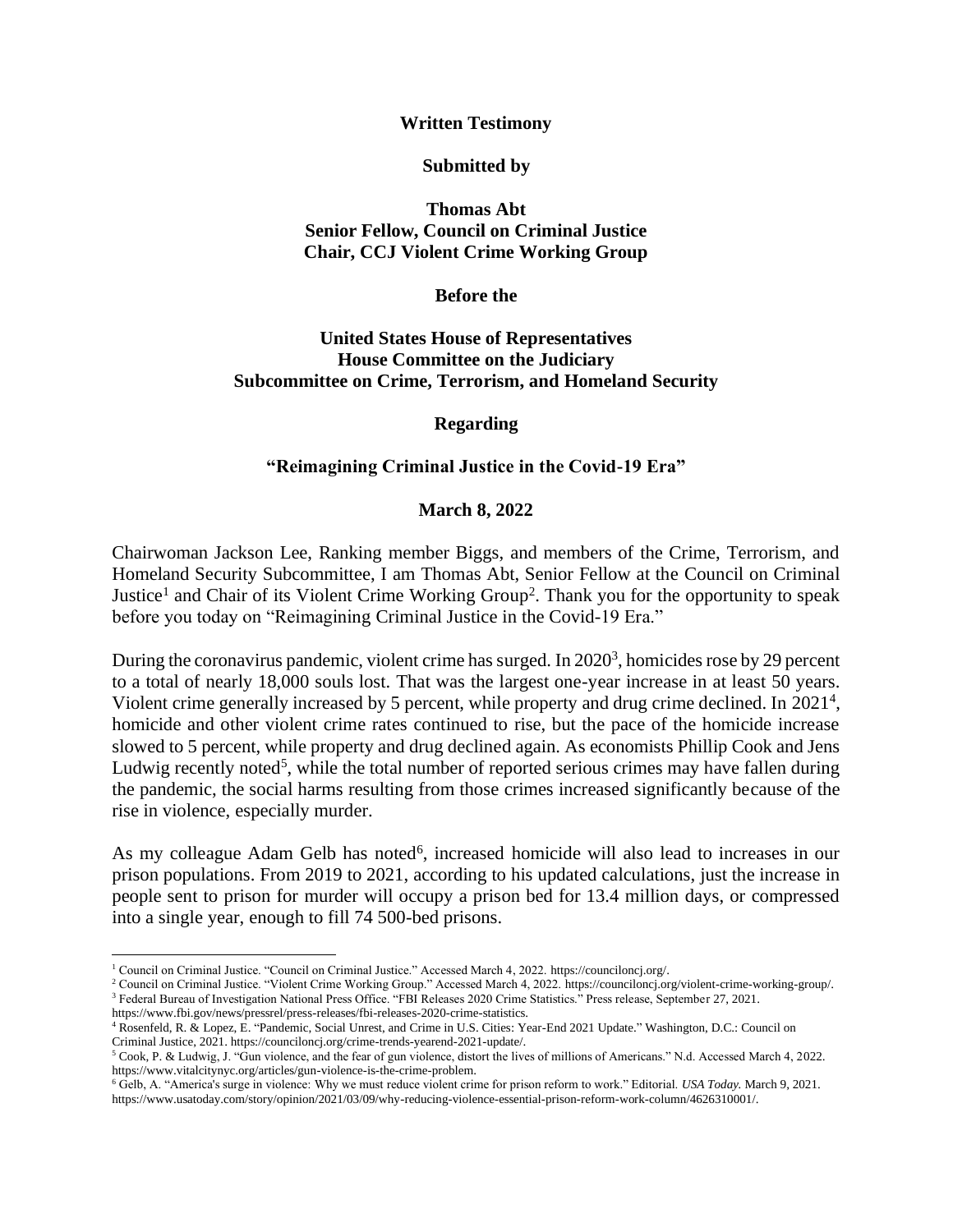**Written Testimony**

**Submitted by**

**Thomas Abt**
**Senior Fellow, Council on Criminal Justice**
**Chair, CCJ Violent Crime Working Group**

**Before the**

**United States House of Representatives**
**House Committee on the Judiciary**
**Subcommittee on Crime, Terrorism, and Homeland Security**

**Regarding**

**"Reimagining Criminal Justice in the Covid-19 Era"**

**March 8, 2022**

Chairwoman Jackson Lee, Ranking member Biggs, and members of the Crime, Terrorism, and Homeland Security Subcommittee, I am Thomas Abt, Senior Fellow at the Council on Criminal Justice[1] and Chair of its Violent Crime Working Group[2]. Thank you for the opportunity to speak before you today on "Reimagining Criminal Justice in the Covid-19 Era."

During the coronavirus pandemic, violent crime has surged. In 2020[3], homicides rose by 29 percent to a total of nearly 18,000 souls lost. That was the largest one-year increase in at least 50 years. Violent crime generally increased by 5 percent, while property and drug crime declined. In 2021[4], homicide and other violent crime rates continued to rise, but the pace of the homicide increase slowed to 5 percent, while property and drug declined again. As economists Phillip Cook and Jens Ludwig recently noted[5], while the total number of reported serious crimes may have fallen during the pandemic, the social harms resulting from those crimes increased significantly because of the rise in violence, especially murder.

As my colleague Adam Gelb has noted[6], increased homicide will also lead to increases in our prison populations. From 2019 to 2021, according to his updated calculations, just the increase in people sent to prison for murder will occupy a prison bed for 13.4 million days, or compressed into a single year, enough to fill 74 500-bed prisons.

---

[1] Council on Criminal Justice. "Council on Criminal Justice." Accessed March 4, 2022. https://counciloncj.org/.

[2] Council on Criminal Justice. "Violent Crime Working Group." Accessed March 4, 2022. https://counciloncj.org/violent-crime-working-group/.

[3] Federal Bureau of Investigation National Press Office. "FBI Releases 2020 Crime Statistics." Press release, September 27, 2021. https://www.fbi.gov/news/pressrel/press-releases/fbi-releases-2020-crime-statistics.

[4] Rosenfeld, R. & Lopez, E. "Pandemic, Social Unrest, and Crime in U.S. Cities: Year-End 2021 Update." Washington, D.C.: Council on Criminal Justice, 2021. https://counciloncj.org/crime-trends-yearend-2021-update/.

[5] Cook, P. & Ludwig, J. "Gun violence, and the fear of gun violence, distort the lives of millions of Americans." N.d. Accessed March 4, 2022. https://www.vitalcitynyc.org/articles/gun-violence-is-the-crime-problem.

[6] Gelb, A. "America's surge in violence: Why we must reduce violent crime for prison reform to work." Editorial. *USA Today.* March 9, 2021. https://www.usatoday.com/story/opinion/2021/03/09/why-reducing-violence-essential-prison-reform-work-column/4626310001/.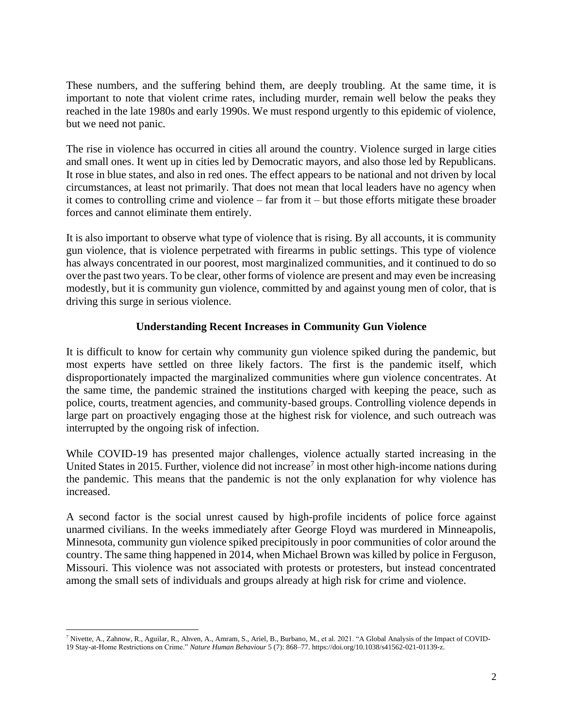These numbers, and the suffering behind them, are deeply troubling. At the same time, it is important to note that violent crime rates, including murder, remain well below the peaks they reached in the late 1980s and early 1990s. We must respond urgently to this epidemic of violence, but we need not panic.

The rise in violence has occurred in cities all around the country. Violence surged in large cities and small ones. It went up in cities led by Democratic mayors, and also those led by Republicans. It rose in blue states, and also in red ones. The effect appears to be national and not driven by local circumstances, at least not primarily. That does not mean that local leaders have no agency when it comes to controlling crime and violence – far from it – but those efforts mitigate these broader forces and cannot eliminate them entirely.

It is also important to observe what type of violence that is rising. By all accounts, it is community gun violence, that is violence perpetrated with firearms in public settings. This type of violence has always concentrated in our poorest, most marginalized communities, and it continued to do so over the past two years. To be clear, other forms of violence are present and may even be increasing modestly, but it is community gun violence, committed by and against young men of color, that is driving this surge in serious violence.

## Understanding Recent Increases in Community Gun Violence

It is difficult to know for certain why community gun violence spiked during the pandemic, but most experts have settled on three likely factors. The first is the pandemic itself, which disproportionately impacted the marginalized communities where gun violence concentrates. At the same time, the pandemic strained the institutions charged with keeping the peace, such as police, courts, treatment agencies, and community-based groups. Controlling violence depends in large part on proactively engaging those at the highest risk for violence, and such outreach was interrupted by the ongoing risk of infection.

While COVID-19 has presented major challenges, violence actually started increasing in the United States in 2015. Further, violence did not increase[7] in most other high-income nations during the pandemic. This means that the pandemic is not the only explanation for why violence has increased.

A second factor is the social unrest caused by high-profile incidents of police force against unarmed civilians. In the weeks immediately after George Floyd was murdered in Minneapolis, Minnesota, community gun violence spiked precipitously in poor communities of color around the country. The same thing happened in 2014, when Michael Brown was killed by police in Ferguson, Missouri. This violence was not associated with protests or protesters, but instead concentrated among the small sets of individuals and groups already at high risk for crime and violence.

---

[7] Nivette, A., Zahnow, R., Aguilar, R., Ahven, A., Amram, S., Ariel, B., Burbano, M., et al. 2021. "A Global Analysis of the Impact of COVID-19 Stay-at-Home Restrictions on Crime." *Nature Human Behaviour* 5 (7): 868–77. https://doi.org/10.1038/s41562-021-01139-z.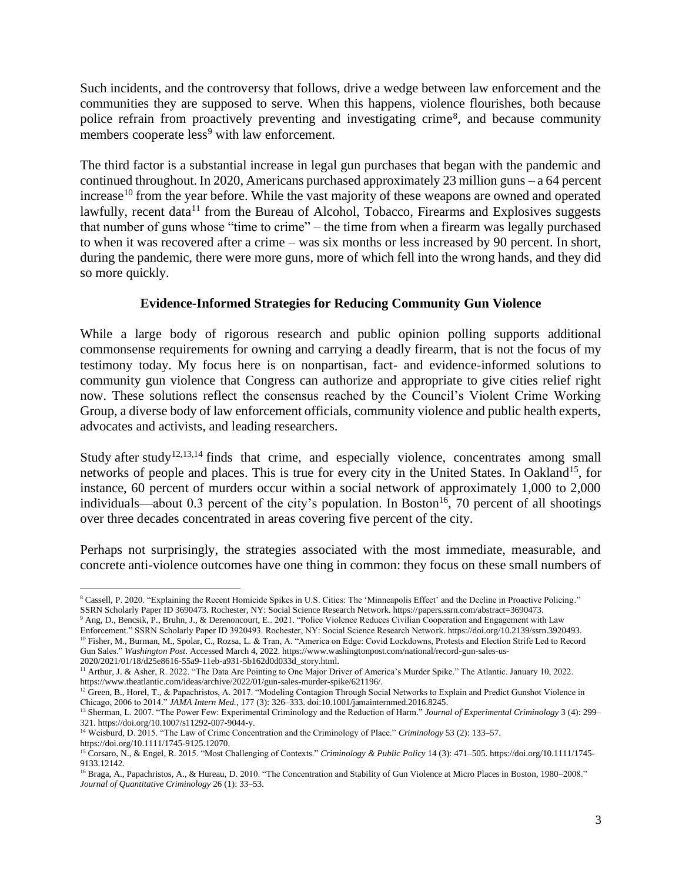Such incidents, and the controversy that follows, drive a wedge between law enforcement and the communities they are supposed to serve. When this happens, violence flourishes, both because police refrain from proactively preventing and investigating crime[8], and because community members cooperate less[9] with law enforcement.

The third factor is a substantial increase in legal gun purchases that began with the pandemic and continued throughout. In 2020, Americans purchased approximately 23 million guns – a 64 percent increase[10] from the year before. While the vast majority of these weapons are owned and operated lawfully, recent data[11] from the Bureau of Alcohol, Tobacco, Firearms and Explosives suggests that number of guns whose "time to crime" – the time from when a firearm was legally purchased to when it was recovered after a crime – was six months or less increased by 90 percent. In short, during the pandemic, there were more guns, more of which fell into the wrong hands, and they did so more quickly.

## Evidence-Informed Strategies for Reducing Community Gun Violence

While a large body of rigorous research and public opinion polling supports additional commonsense requirements for owning and carrying a deadly firearm, that is not the focus of my testimony today. My focus here is on nonpartisan, fact- and evidence-informed solutions to community gun violence that Congress can authorize and appropriate to give cities relief right now. These solutions reflect the consensus reached by the Council's Violent Crime Working Group, a diverse body of law enforcement officials, community violence and public health experts, advocates and activists, and leading researchers.

Study after study[12,13,14] finds that crime, and especially violence, concentrates among small networks of people and places. This is true for every city in the United States. In Oakland[15], for instance, 60 percent of murders occur within a social network of approximately 1,000 to 2,000 individuals—about 0.3 percent of the city's population. In Boston[16], 70 percent of all shootings over three decades concentrated in areas covering five percent of the city.

Perhaps not surprisingly, the strategies associated with the most immediate, measurable, and concrete anti-violence outcomes have one thing in common: they focus on these small numbers of

---

[8] Cassell, P. 2020. "Explaining the Recent Homicide Spikes in U.S. Cities: The 'Minneapolis Effect' and the Decline in Proactive Policing." SSRN Scholarly Paper ID 3690473. Rochester, NY: Social Science Research Network. https://papers.ssrn.com/abstract=3690473.

[9] Ang, D., Bencsik, P., Bruhn, J., & Derenoncourt, E.. 2021. "Police Violence Reduces Civilian Cooperation and Engagement with Law Enforcement." SSRN Scholarly Paper ID 3920493. Rochester, NY: Social Science Research Network. https://doi.org/10.2139/ssrn.3920493.

[10] Fisher, M., Burman, M., Spolar, C., Rozsa, L. & Tran, A. "America on Edge: Covid Lockdowns, Protests and Election Strife Led to Record Gun Sales." *Washington Post*. Accessed March 4, 2022. https://www.washingtonpost.com/national/record-gun-sales-us-2020/2021/01/18/d25e8616-55a9-11eb-a931-5b162d0d033d_story.html.

[11] Arthur, J. & Asher, R. 2022. "The Data Are Pointing to One Major Driver of America's Murder Spike." The Atlantic. January 10, 2022. https://www.theatlantic.com/ideas/archive/2022/01/gun-sales-murder-spike/621196/.

[12] Green, B., Horel, T., & Papachristos, A. 2017. "Modeling Contagion Through Social Networks to Explain and Predict Gunshot Violence in Chicago, 2006 to 2014." *JAMA Intern Med.*, 177 (3): 326–333. doi:10.1001/jamainternmed.2016.8245.

[13] Sherman, L. 2007. "The Power Few: Experimental Criminology and the Reduction of Harm." *Journal of Experimental Criminology* 3 (4): 299–321. https://doi.org/10.1007/s11292-007-9044-y.

[14] Weisburd, D. 2015. "The Law of Crime Concentration and the Criminology of Place." *Criminology* 53 (2): 133–57. https://doi.org/10.1111/1745-9125.12070.

[15] Corsaro, N., & Engel, R. 2015. "Most Challenging of Contexts." *Criminology & Public Policy* 14 (3): 471–505. https://doi.org/10.1111/1745-9133.12142.

[16] Braga, A., Papachristos, A., & Hureau, D. 2010. "The Concentration and Stability of Gun Violence at Micro Places in Boston, 1980–2008." *Journal of Quantitative Criminology* 26 (1): 33–53.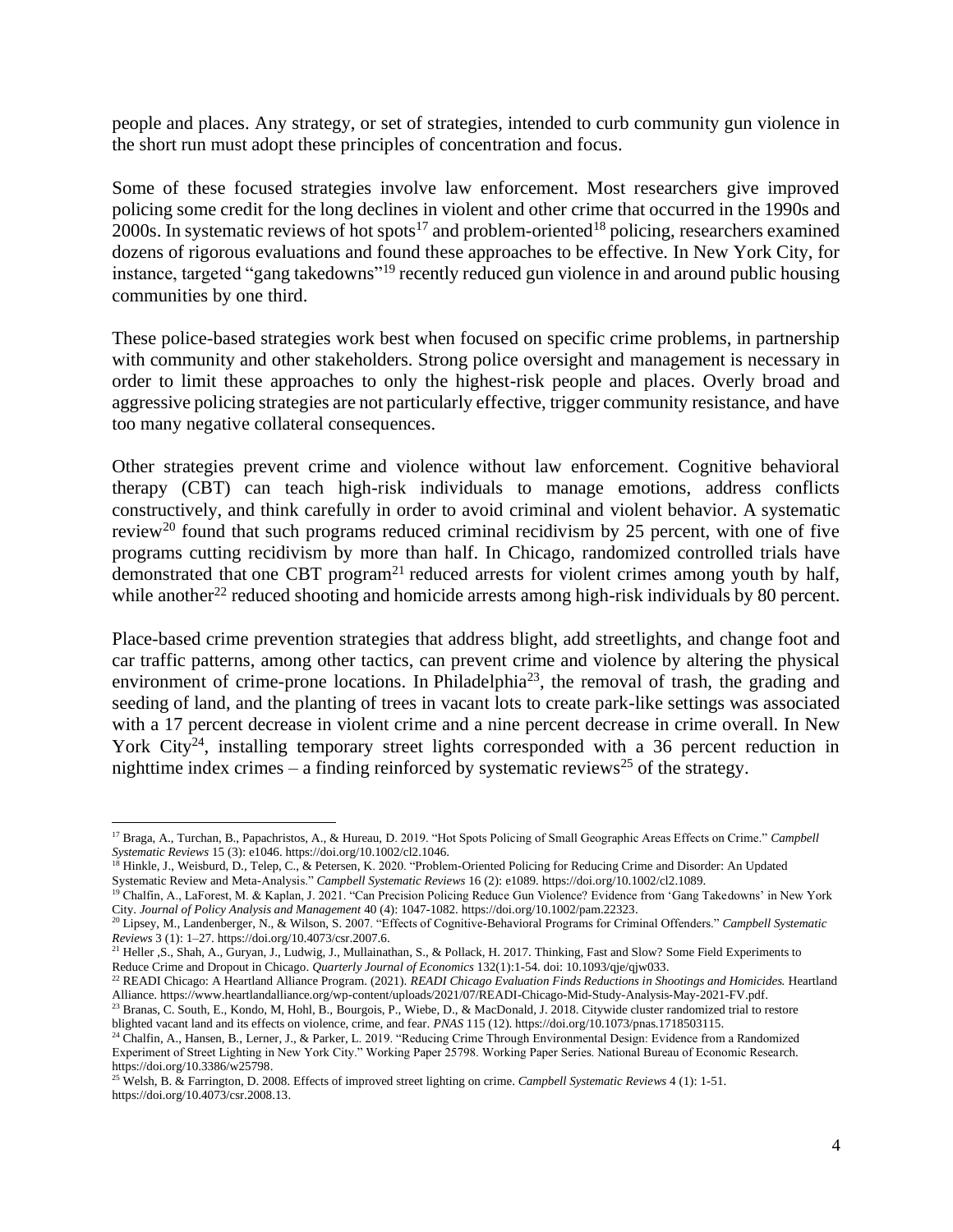people and places. Any strategy, or set of strategies, intended to curb community gun violence in the short run must adopt these principles of concentration and focus.

Some of these focused strategies involve law enforcement. Most researchers give improved policing some credit for the long declines in violent and other crime that occurred in the 1990s and 2000s. In systematic reviews of hot spots[17] and problem-oriented[18] policing, researchers examined dozens of rigorous evaluations and found these approaches to be effective. In New York City, for instance, targeted "gang takedowns"[19] recently reduced gun violence in and around public housing communities by one third.

These police-based strategies work best when focused on specific crime problems, in partnership with community and other stakeholders. Strong police oversight and management is necessary in order to limit these approaches to only the highest-risk people and places. Overly broad and aggressive policing strategies are not particularly effective, trigger community resistance, and have too many negative collateral consequences.

Other strategies prevent crime and violence without law enforcement. Cognitive behavioral therapy (CBT) can teach high-risk individuals to manage emotions, address conflicts constructively, and think carefully in order to avoid criminal and violent behavior. A systematic review[20] found that such programs reduced criminal recidivism by 25 percent, with one of five programs cutting recidivism by more than half. In Chicago, randomized controlled trials have demonstrated that one CBT program[21] reduced arrests for violent crimes among youth by half, while another[22] reduced shooting and homicide arrests among high-risk individuals by 80 percent.

Place-based crime prevention strategies that address blight, add streetlights, and change foot and car traffic patterns, among other tactics, can prevent crime and violence by altering the physical environment of crime-prone locations. In Philadelphia[23], the removal of trash, the grading and seeding of land, and the planting of trees in vacant lots to create park-like settings was associated with a 17 percent decrease in violent crime and a nine percent decrease in crime overall. In New York City[24], installing temporary street lights corresponded with a 36 percent reduction in nighttime index crimes – a finding reinforced by systematic reviews[25] of the strategy.

---

[17] Braga, A., Turchan, B., Papachristos, A., & Hureau, D. 2019. "Hot Spots Policing of Small Geographic Areas Effects on Crime." *Campbell Systematic Reviews* 15 (3): e1046. https://doi.org/10.1002/cl2.1046.

[18] Hinkle, J., Weisburd, D., Telep, C., & Petersen, K. 2020. "Problem-Oriented Policing for Reducing Crime and Disorder: An Updated Systematic Review and Meta-Analysis." *Campbell Systematic Reviews* 16 (2): e1089. https://doi.org/10.1002/cl2.1089.

[19] Chalfin, A., LaForest, M. & Kaplan, J. 2021. "Can Precision Policing Reduce Gun Violence? Evidence from 'Gang Takedowns' in New York City. *Journal of Policy Analysis and Management* 40 (4): 1047-1082. https://doi.org/10.1002/pam.22323.

[20] Lipsey, M., Landenberger, N., & Wilson, S. 2007. "Effects of Cognitive-Behavioral Programs for Criminal Offenders." *Campbell Systematic Reviews* 3 (1): 1–27. https://doi.org/10.4073/csr.2007.6.

[21] Heller ,S., Shah, A., Guryan, J., Ludwig, J., Mullainathan, S., & Pollack, H. 2017. Thinking, Fast and Slow? Some Field Experiments to Reduce Crime and Dropout in Chicago. *Quarterly Journal of Economics* 132(1):1-54. doi: 10.1093/qje/qjw033.

[22] READI Chicago: A Heartland Alliance Program. (2021). *READI Chicago Evaluation Finds Reductions in Shootings and Homicides.* Heartland Alliance. https://www.heartlandalliance.org/wp-content/uploads/2021/07/READI-Chicago-Mid-Study-Analysis-May-2021-FV.pdf.

[23] Branas, C. South, E., Kondo, M, Hohl, B., Bourgois, P., Wiebe, D., & MacDonald, J. 2018. Citywide cluster randomized trial to restore blighted vacant land and its effects on violence, crime, and fear. *PNAS* 115 (12). https://doi.org/10.1073/pnas.1718503115.

[24] Chalfin, A., Hansen, B., Lerner, J., & Parker, L. 2019. "Reducing Crime Through Environmental Design: Evidence from a Randomized Experiment of Street Lighting in New York City." Working Paper 25798. Working Paper Series. National Bureau of Economic Research. https://doi.org/10.3386/w25798.

[25] Welsh, B. & Farrington, D. 2008. Effects of improved street lighting on crime. *Campbell Systematic Reviews* 4 (1): 1-51. https://doi.org/10.4073/csr.2008.13.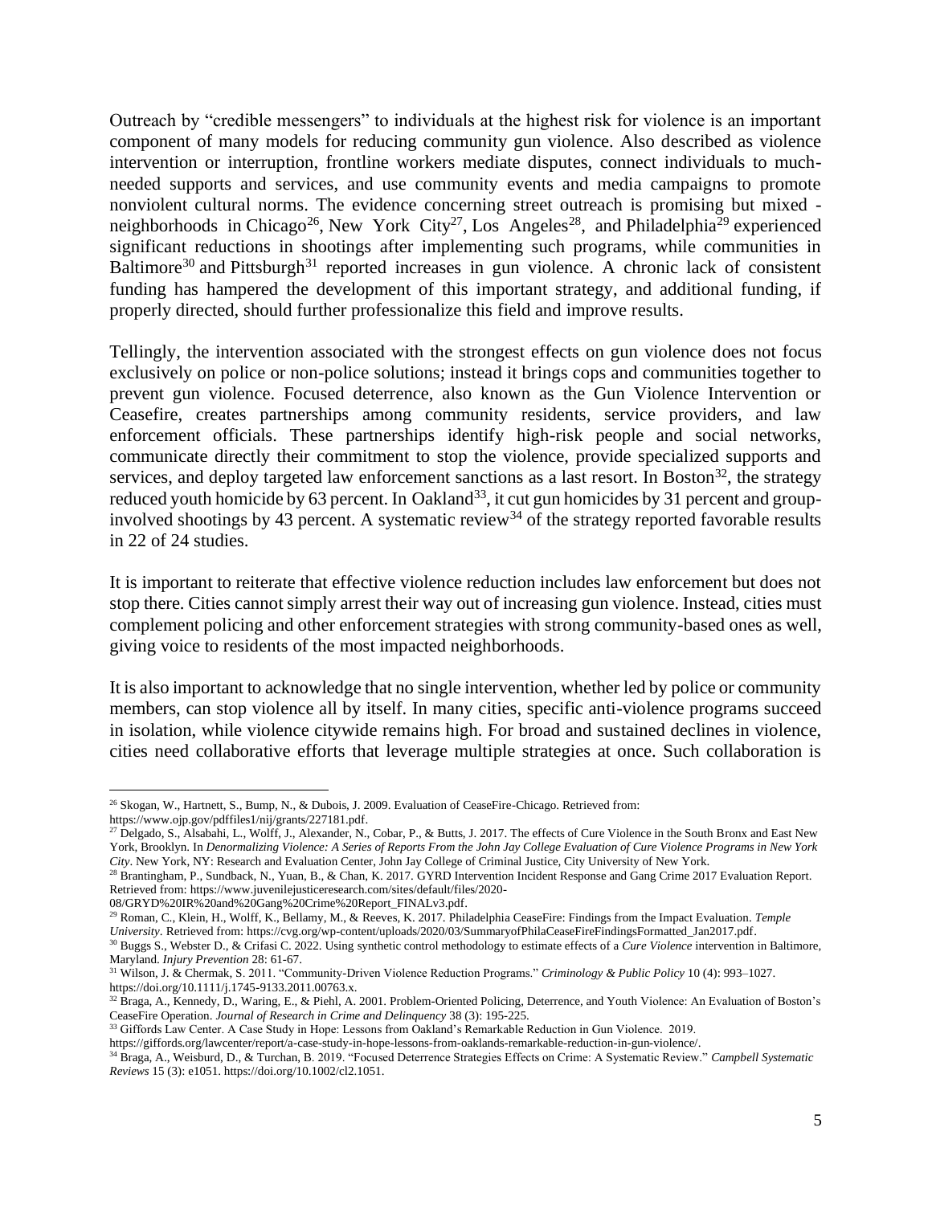Outreach by "credible messengers" to individuals at the highest risk for violence is an important component of many models for reducing community gun violence. Also described as violence intervention or interruption, frontline workers mediate disputes, connect individuals to much-needed supports and services, and use community events and media campaigns to promote nonviolent cultural norms. The evidence concerning street outreach is promising but mixed - neighborhoods in Chicago[26], New York City[27], Los Angeles[28], and Philadelphia[29] experienced significant reductions in shootings after implementing such programs, while communities in Baltimore[30] and Pittsburgh[31] reported increases in gun violence. A chronic lack of consistent funding has hampered the development of this important strategy, and additional funding, if properly directed, should further professionalize this field and improve results.

Tellingly, the intervention associated with the strongest effects on gun violence does not focus exclusively on police or non-police solutions; instead it brings cops and communities together to prevent gun violence. Focused deterrence, also known as the Gun Violence Intervention or Ceasefire, creates partnerships among community residents, service providers, and law enforcement officials. These partnerships identify high-risk people and social networks, communicate directly their commitment to stop the violence, provide specialized supports and services, and deploy targeted law enforcement sanctions as a last resort. In Boston[32], the strategy reduced youth homicide by 63 percent. In Oakland[33], it cut gun homicides by 31 percent and group-involved shootings by 43 percent. A systematic review[34] of the strategy reported favorable results in 22 of 24 studies.

It is important to reiterate that effective violence reduction includes law enforcement but does not stop there. Cities cannot simply arrest their way out of increasing gun violence. Instead, cities must complement policing and other enforcement strategies with strong community-based ones as well, giving voice to residents of the most impacted neighborhoods.

It is also important to acknowledge that no single intervention, whether led by police or community members, can stop violence all by itself. In many cities, specific anti-violence programs succeed in isolation, while violence citywide remains high. For broad and sustained declines in violence, cities need collaborative efforts that leverage multiple strategies at once. Such collaboration is

---

[26] Skogan, W., Hartnett, S., Bump, N., & Dubois, J. 2009. Evaluation of CeaseFire-Chicago. Retrieved from: https://www.ojp.gov/pdffiles1/nij/grants/227181.pdf.

[27] Delgado, S., Alsabahi, L., Wolff, J., Alexander, N., Cobar, P., & Butts, J. 2017. The effects of Cure Violence in the South Bronx and East New York, Brooklyn. In *Denormalizing Violence: A Series of Reports From the John Jay College Evaluation of Cure Violence Programs in New York City*. New York, NY: Research and Evaluation Center, John Jay College of Criminal Justice, City University of New York.

[28] Brantingham, P., Sundback, N., Yuan, B., & Chan, K. 2017. GYRD Intervention Incident Response and Gang Crime 2017 Evaluation Report. Retrieved from: https://www.juvenilejusticeresearch.com/sites/default/files/2020-08/GRYD%20IR%20and%20Gang%20Crime%20Report_FINALv3.pdf.

[29] Roman, C., Klein, H., Wolff, K., Bellamy, M., & Reeves, K. 2017. Philadelphia CeaseFire: Findings from the Impact Evaluation. *Temple University*. Retrieved from: https://cvg.org/wp-content/uploads/2020/03/SummaryofPhilaCeaseFireFindingsFormatted_Jan2017.pdf.

[30] Buggs S., Webster D., & Crifasi C. 2022. Using synthetic control methodology to estimate effects of a *Cure Violence* intervention in Baltimore, Maryland. *Injury Prevention* 28: 61-67.

[31] Wilson, J. & Chermak, S. 2011. "Community-Driven Violence Reduction Programs." *Criminology & Public Policy* 10 (4): 993–1027. https://doi.org/10.1111/j.1745-9133.2011.00763.x.

[32] Braga, A., Kennedy, D., Waring, E., & Piehl, A. 2001. Problem-Oriented Policing, Deterrence, and Youth Violence: An Evaluation of Boston's CeaseFire Operation. *Journal of Research in Crime and Delinquency* 38 (3): 195-225.

[33] Giffords Law Center. A Case Study in Hope: Lessons from Oakland's Remarkable Reduction in Gun Violence. 2019. https://giffords.org/lawcenter/report/a-case-study-in-hope-lessons-from-oaklands-remarkable-reduction-in-gun-violence/.

[34] Braga, A., Weisburd, D., & Turchan, B. 2019. "Focused Deterrence Strategies Effects on Crime: A Systematic Review." *Campbell Systematic Reviews* 15 (3): e1051. https://doi.org/10.1002/cl2.1051.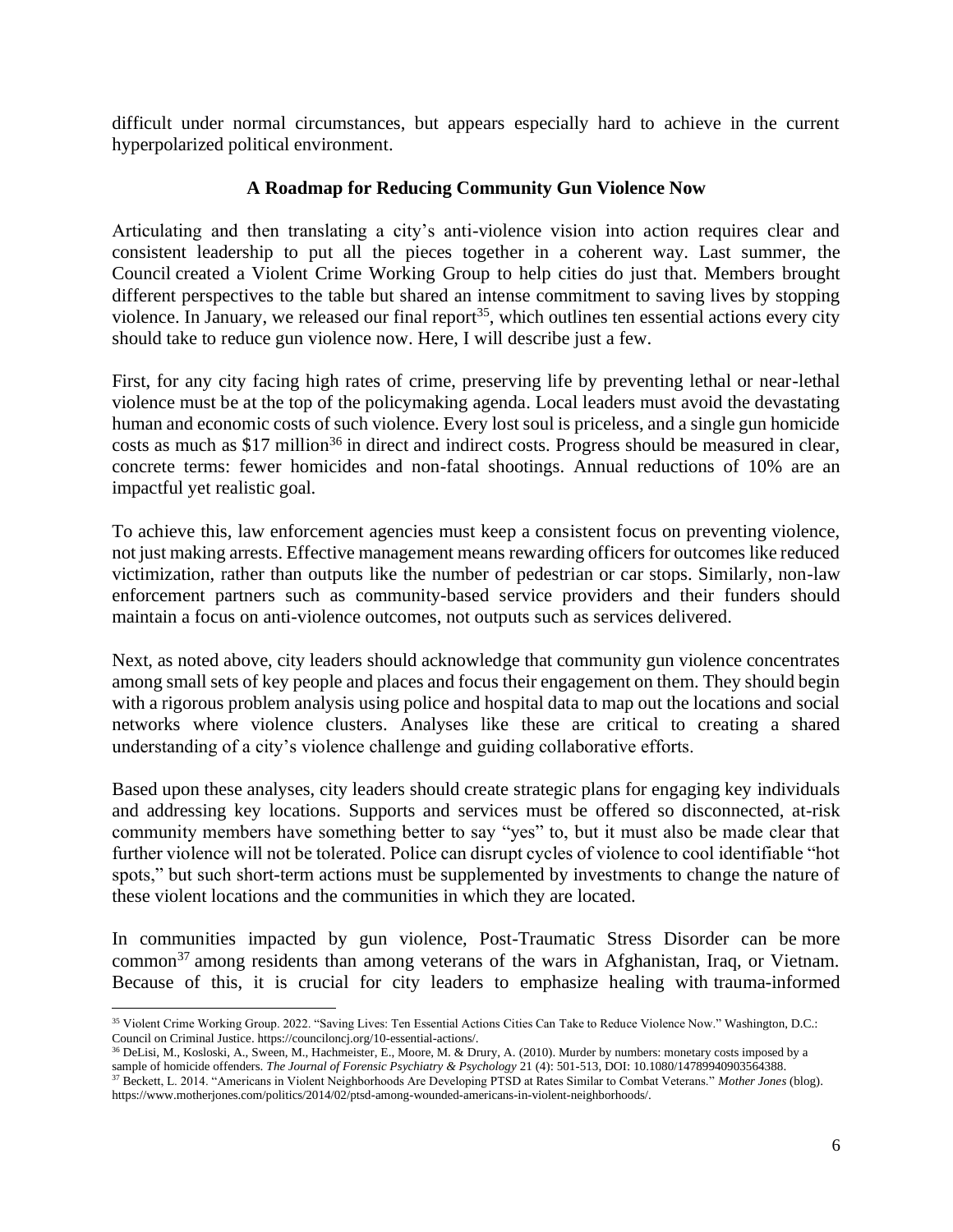difficult under normal circumstances, but appears especially hard to achieve in the current hyperpolarized political environment.

## A Roadmap for Reducing Community Gun Violence Now

Articulating and then translating a city's anti-violence vision into action requires clear and consistent leadership to put all the pieces together in a coherent way. Last summer, the Council created a Violent Crime Working Group to help cities do just that. Members brought different perspectives to the table but shared an intense commitment to saving lives by stopping violence. In January, we released our final report[35], which outlines ten essential actions every city should take to reduce gun violence now. Here, I will describe just a few.

First, for any city facing high rates of crime, preserving life by preventing lethal or near-lethal violence must be at the top of the policymaking agenda. Local leaders must avoid the devastating human and economic costs of such violence. Every lost soul is priceless, and a single gun homicide costs as much as $17 million[36] in direct and indirect costs. Progress should be measured in clear, concrete terms: fewer homicides and non-fatal shootings. Annual reductions of 10% are an impactful yet realistic goal.

To achieve this, law enforcement agencies must keep a consistent focus on preventing violence, not just making arrests. Effective management means rewarding officers for outcomes like reduced victimization, rather than outputs like the number of pedestrian or car stops. Similarly, non-law enforcement partners such as community-based service providers and their funders should maintain a focus on anti-violence outcomes, not outputs such as services delivered.

Next, as noted above, city leaders should acknowledge that community gun violence concentrates among small sets of key people and places and focus their engagement on them. They should begin with a rigorous problem analysis using police and hospital data to map out the locations and social networks where violence clusters. Analyses like these are critical to creating a shared understanding of a city's violence challenge and guiding collaborative efforts.

Based upon these analyses, city leaders should create strategic plans for engaging key individuals and addressing key locations. Supports and services must be offered so disconnected, at-risk community members have something better to say "yes" to, but it must also be made clear that further violence will not be tolerated. Police can disrupt cycles of violence to cool identifiable "hot spots," but such short-term actions must be supplemented by investments to change the nature of these violent locations and the communities in which they are located.

In communities impacted by gun violence, Post-Traumatic Stress Disorder can be more common[37] among residents than among veterans of the wars in Afghanistan, Iraq, or Vietnam. Because of this, it is crucial for city leaders to emphasize healing with trauma-informed

---

[35] Violent Crime Working Group. 2022. "Saving Lives: Ten Essential Actions Cities Can Take to Reduce Violence Now." Washington, D.C.: Council on Criminal Justice. https://counciloncj.org/10-essential-actions/.

[36] DeLisi, M., Kosloski, A., Sween, M., Hachmeister, E., Moore, M. & Drury, A. (2010). Murder by numbers: monetary costs imposed by a sample of homicide offenders. *The Journal of Forensic Psychiatry & Psychology* 21 (4): 501-513, DOI: 10.1080/14789940903564388.

[37] Beckett, L. 2014. "Americans in Violent Neighborhoods Are Developing PTSD at Rates Similar to Combat Veterans." *Mother Jones* (blog). https://www.motherjones.com/politics/2014/02/ptsd-among-wounded-americans-in-violent-neighborhoods/.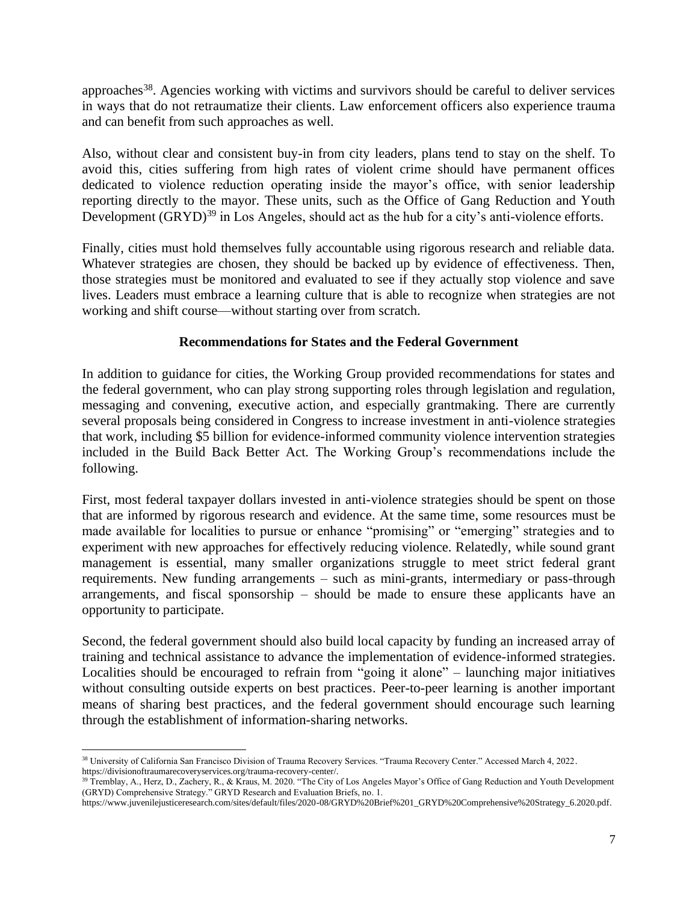approaches[38]. Agencies working with victims and survivors should be careful to deliver services in ways that do not retraumatize their clients. Law enforcement officers also experience trauma and can benefit from such approaches as well.

Also, without clear and consistent buy-in from city leaders, plans tend to stay on the shelf. To avoid this, cities suffering from high rates of violent crime should have permanent offices dedicated to violence reduction operating inside the mayor's office, with senior leadership reporting directly to the mayor. These units, such as the Office of Gang Reduction and Youth Development (GRYD)[39] in Los Angeles, should act as the hub for a city's anti-violence efforts.

Finally, cities must hold themselves fully accountable using rigorous research and reliable data. Whatever strategies are chosen, they should be backed up by evidence of effectiveness. Then, those strategies must be monitored and evaluated to see if they actually stop violence and save lives. Leaders must embrace a learning culture that is able to recognize when strategies are not working and shift course—without starting over from scratch.

## Recommendations for States and the Federal Government

In addition to guidance for cities, the Working Group provided recommendations for states and the federal government, who can play strong supporting roles through legislation and regulation, messaging and convening, executive action, and especially grantmaking. There are currently several proposals being considered in Congress to increase investment in anti-violence strategies that work, including $5 billion for evidence-informed community violence intervention strategies included in the Build Back Better Act. The Working Group's recommendations include the following.

First, most federal taxpayer dollars invested in anti-violence strategies should be spent on those that are informed by rigorous research and evidence. At the same time, some resources must be made available for localities to pursue or enhance "promising" or "emerging" strategies and to experiment with new approaches for effectively reducing violence. Relatedly, while sound grant management is essential, many smaller organizations struggle to meet strict federal grant requirements. New funding arrangements – such as mini-grants, intermediary or pass-through arrangements, and fiscal sponsorship – should be made to ensure these applicants have an opportunity to participate.

Second, the federal government should also build local capacity by funding an increased array of training and technical assistance to advance the implementation of evidence-informed strategies. Localities should be encouraged to refrain from "going it alone" – launching major initiatives without consulting outside experts on best practices. Peer-to-peer learning is another important means of sharing best practices, and the federal government should encourage such learning through the establishment of information-sharing networks.

---

[38] University of California San Francisco Division of Trauma Recovery Services. "Trauma Recovery Center." Accessed March 4, 2022. https://divisionoftraumarecoveryservices.org/trauma-recovery-center/.

[39] Tremblay, A., Herz, D., Zachery, R., & Kraus, M. 2020. "The City of Los Angeles Mayor's Office of Gang Reduction and Youth Development (GRYD) Comprehensive Strategy." GRYD Research and Evaluation Briefs, no. 1. https://www.juvenilejusticeresearch.com/sites/default/files/2020-08/GRYD%20Brief%201_GRYD%20Comprehensive%20Strategy_6.2020.pdf.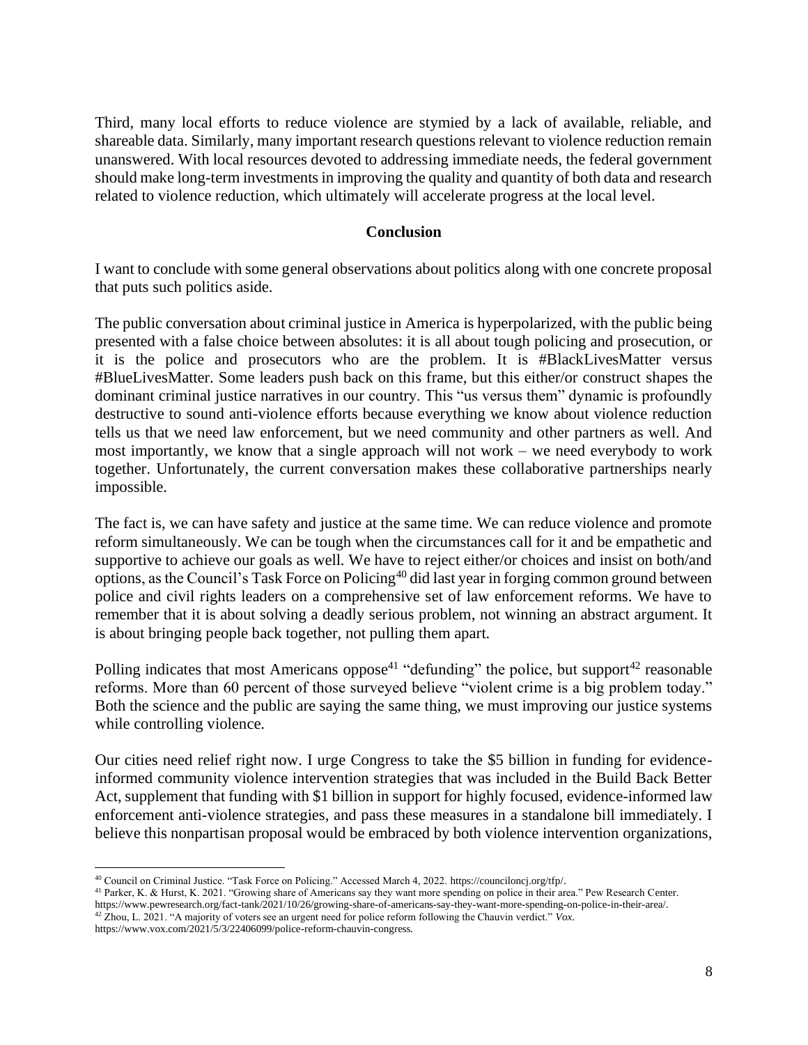Third, many local efforts to reduce violence are stymied by a lack of available, reliable, and shareable data. Similarly, many important research questions relevant to violence reduction remain unanswered. With local resources devoted to addressing immediate needs, the federal government should make long-term investments in improving the quality and quantity of both data and research related to violence reduction, which ultimately will accelerate progress at the local level.

## Conclusion

I want to conclude with some general observations about politics along with one concrete proposal that puts such politics aside.

The public conversation about criminal justice in America is hyperpolarized, with the public being presented with a false choice between absolutes: it is all about tough policing and prosecution, or it is the police and prosecutors who are the problem. It is #BlackLivesMatter versus #BlueLivesMatter. Some leaders push back on this frame, but this either/or construct shapes the dominant criminal justice narratives in our country. This "us versus them" dynamic is profoundly destructive to sound anti-violence efforts because everything we know about violence reduction tells us that we need law enforcement, but we need community and other partners as well. And most importantly, we know that a single approach will not work – we need everybody to work together. Unfortunately, the current conversation makes these collaborative partnerships nearly impossible.

The fact is, we can have safety and justice at the same time. We can reduce violence and promote reform simultaneously. We can be tough when the circumstances call for it and be empathetic and supportive to achieve our goals as well. We have to reject either/or choices and insist on both/and options, as the Council's Task Force on Policing[40] did last year in forging common ground between police and civil rights leaders on a comprehensive set of law enforcement reforms. We have to remember that it is about solving a deadly serious problem, not winning an abstract argument. It is about bringing people back together, not pulling them apart.

Polling indicates that most Americans oppose[41] "defunding" the police, but support[42] reasonable reforms. More than 60 percent of those surveyed believe "violent crime is a big problem today." Both the science and the public are saying the same thing, we must improving our justice systems while controlling violence.

Our cities need relief right now. I urge Congress to take the $5 billion in funding for evidence-informed community violence intervention strategies that was included in the Build Back Better Act, supplement that funding with $1 billion in support for highly focused, evidence-informed law enforcement anti-violence strategies, and pass these measures in a standalone bill immediately. I believe this nonpartisan proposal would be embraced by both violence intervention organizations,

---

[40] Council on Criminal Justice. "Task Force on Policing." Accessed March 4, 2022. https://counciloncj.org/tfp/.

[41] Parker, K. & Hurst, K. 2021. "Growing share of Americans say they want more spending on police in their area." Pew Research Center. https://www.pewresearch.org/fact-tank/2021/10/26/growing-share-of-americans-say-they-want-more-spending-on-police-in-their-area/.

[42] Zhou, L. 2021. "A majority of voters see an urgent need for police reform following the Chauvin verdict." *Vox*. https://www.vox.com/2021/5/3/22406099/police-reform-chauvin-congress.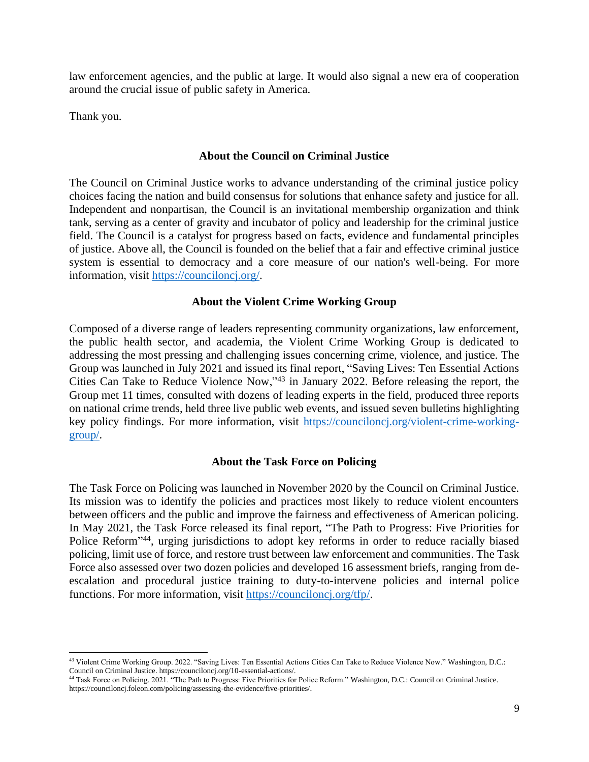law enforcement agencies, and the public at large. It would also signal a new era of cooperation around the crucial issue of public safety in America.

Thank you.

## About the Council on Criminal Justice

The Council on Criminal Justice works to advance understanding of the criminal justice policy choices facing the nation and build consensus for solutions that enhance safety and justice for all. Independent and nonpartisan, the Council is an invitational membership organization and think tank, serving as a center of gravity and incubator of policy and leadership for the criminal justice field. The Council is a catalyst for progress based on facts, evidence and fundamental principles of justice. Above all, the Council is founded on the belief that a fair and effective criminal justice system is essential to democracy and a core measure of our nation's well-being. For more information, visit https://counciloncj.org/.

## About the Violent Crime Working Group

Composed of a diverse range of leaders representing community organizations, law enforcement, the public health sector, and academia, the Violent Crime Working Group is dedicated to addressing the most pressing and challenging issues concerning crime, violence, and justice. The Group was launched in July 2021 and issued its final report, "Saving Lives: Ten Essential Actions Cities Can Take to Reduce Violence Now,"[43] in January 2022. Before releasing the report, the Group met 11 times, consulted with dozens of leading experts in the field, produced three reports on national crime trends, held three live public web events, and issued seven bulletins highlighting key policy findings. For more information, visit https://counciloncj.org/violent-crime-working-group/.

## About the Task Force on Policing

The Task Force on Policing was launched in November 2020 by the Council on Criminal Justice. Its mission was to identify the policies and practices most likely to reduce violent encounters between officers and the public and improve the fairness and effectiveness of American policing. In May 2021, the Task Force released its final report, "The Path to Progress: Five Priorities for Police Reform"[44], urging jurisdictions to adopt key reforms in order to reduce racially biased policing, limit use of force, and restore trust between law enforcement and communities. The Task Force also assessed over two dozen policies and developed 16 assessment briefs, ranging from de-escalation and procedural justice training to duty-to-intervene policies and internal police functions. For more information, visit https://counciloncj.org/tfp/.

---

[43] Violent Crime Working Group. 2022. "Saving Lives: Ten Essential Actions Cities Can Take to Reduce Violence Now." Washington, D.C.: Council on Criminal Justice. https://counciloncj.org/10-essential-actions/.

[44] Task Force on Policing. 2021. "The Path to Progress: Five Priorities for Police Reform." Washington, D.C.: Council on Criminal Justice. https://counciloncj.foleon.com/policing/assessing-the-evidence/five-priorities/.